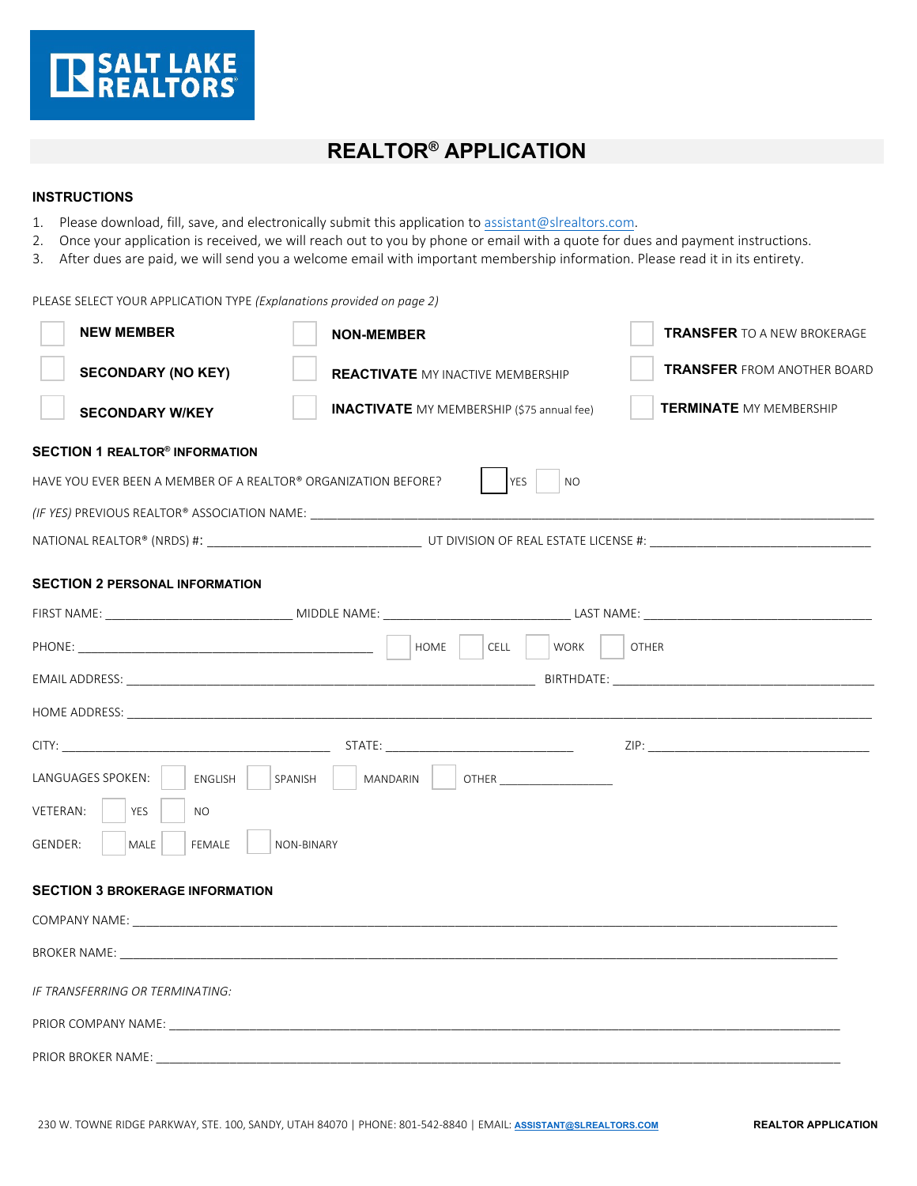SALT LAKE REALTORS®

# REALTOR® APPLICATION

## INSTRUCTIONS

1. Please download, fill, save, and electronically submit this application to assistant@slrealtors.com.
2. Once your application is received, we will reach out to you by phone or email with a quote for dues and payment instructions.
3. After dues are paid, we will send you a welcome email with important membership information. Please read it in its entirety.

PLEASE SELECT YOUR APPLICATION TYPE *(Explanations provided on page 2)*

| | | |
|---|---|---|
| ☐ **NEW MEMBER** | ☐ **NON-MEMBER** | ☐ **TRANSFER** TO A NEW BROKERAGE |
| ☐ **SECONDARY (NO KEY)** | ☐ **REACTIVATE** MY INACTIVE MEMBERSHIP | ☐ **TRANSFER** FROM ANOTHER BOARD |
| ☐ **SECONDARY W/KEY** | ☐ **INACTIVATE** MY MEMBERSHIP ($75 annual fee) | ☐ **TERMINATE** MY MEMBERSHIP |

## SECTION 1 REALTOR® INFORMATION

HAVE YOU EVER BEEN A MEMBER OF A REALTOR® ORGANIZATION BEFORE? ☐ YES ☐ NO

*(IF YES)* PREVIOUS REALTOR® ASSOCIATION NAME: ______________________________

NATIONAL REALTOR® (NRDS) #: ______________________ UT DIVISION OF REAL ESTATE LICENSE #: ______________________

## SECTION 2 PERSONAL INFORMATION

FIRST NAME: ____________________ MIDDLE NAME: ____________________ LAST NAME: ____________________

PHONE: ______________________ ☐ HOME ☐ CELL ☐ WORK ☐ OTHER

EMAIL ADDRESS: ______________________________ BIRTHDATE: ______________________

HOME ADDRESS: ______________________________________________

CITY: ______________________ STATE: ______________________ ZIP: ______________________

LANGUAGES SPOKEN: ☐ ENGLISH ☐ SPANISH ☐ MANDARIN ☐ OTHER ______________

VETERAN: ☐ YES ☐ NO

GENDER: ☐ MALE ☐ FEMALE ☐ NON-BINARY

## SECTION 3 BROKERAGE INFORMATION

COMPANY NAME: ______________________________________________

BROKER NAME: ______________________________________________

*IF TRANSFERRING OR TERMINATING:*

PRIOR COMPANY NAME: ______________________________________________

PRIOR BROKER NAME: ______________________________________________

230 W. TOWNE RIDGE PARKWAY, STE. 100, SANDY, UTAH 84070 | PHONE: 801-542-8840 | EMAIL: ASSISTANT@SLREALTORS.COM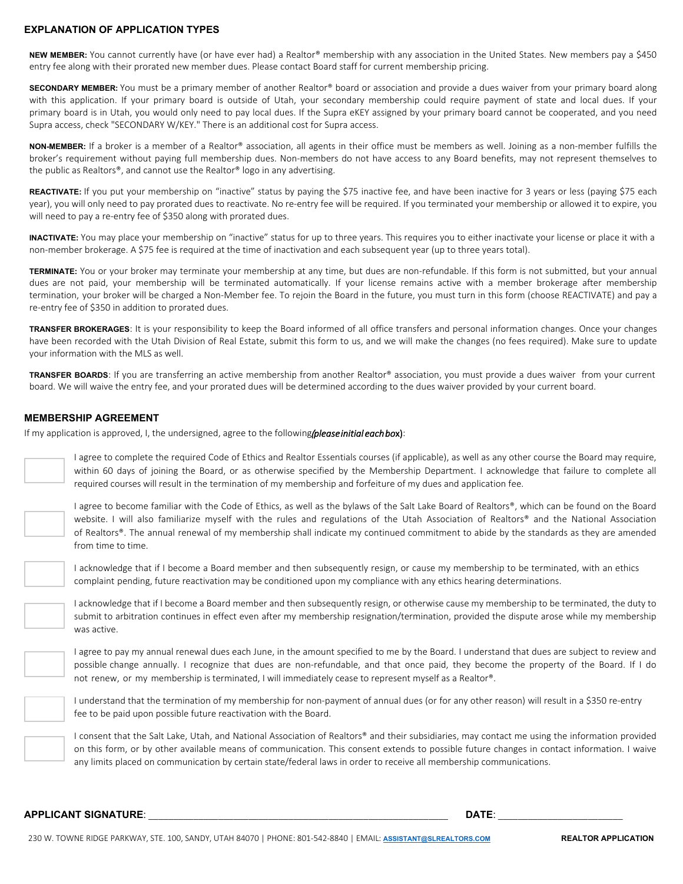## EXPLANATION OF APPLICATION TYPES

**NEW MEMBER:** You cannot currently have (or have ever had) a Realtor® membership with any association in the United States. New members pay a $450 entry fee along with their prorated new member dues. Please contact Board staff for current membership pricing.

**SECONDARY MEMBER:** You must be a primary member of another Realtor® board or association and provide a dues waiver from your primary board along with this application. If your primary board is outside of Utah, your secondary membership could require payment of state and local dues. If your primary board is in Utah, you would only need to pay local dues. If the Supra eKEY assigned by your primary board cannot be cooperated, and you need Supra access, check "SECONDARY W/KEY." There is an additional cost for Supra access.

**NON-MEMBER:** If a broker is a member of a Realtor® association, all agents in their office must be members as well. Joining as a non-member fulfills the broker's requirement without paying full membership dues. Non-members do not have access to any Board benefits, may not represent themselves to the public as Realtors®, and cannot use the Realtor® logo in any advertising.

**REACTIVATE:** If you put your membership on "inactive" status by paying the $75 inactive fee, and have been inactive for 3 years or less (paying $75 each year), you will only need to pay prorated dues to reactivate. No re-entry fee will be required. If you terminated your membership or allowed it to expire, you will need to pay a re-entry fee of $350 along with prorated dues.

**INACTIVATE:** You may place your membership on "inactive" status for up to three years. This requires you to either inactivate your license or place it with a non-member brokerage. A $75 fee is required at the time of inactivation and each subsequent year (up to three years total).

**TERMINATE:** You or your broker may terminate your membership at any time, but dues are non-refundable. If this form is not submitted, but your annual dues are not paid, your membership will be terminated automatically. If your license remains active with a member brokerage after membership termination, your broker will be charged a Non-Member fee. To rejoin the Board in the future, you must turn in this form (choose REACTIVATE) and pay a re-entry fee of $350 in addition to prorated dues.

**TRANSFER BROKERAGES**: It is your responsibility to keep the Board informed of all office transfers and personal information changes. Once your changes have been recorded with the Utah Division of Real Estate, submit this form to us, and we will make the changes (no fees required). Make sure to update your information with the MLS as well.

**TRANSFER BOARDS**: If you are transferring an active membership from another Realtor® association, you must provide a dues waiver from your current board. We will waive the entry fee, and your prorated dues will be determined according to the dues waiver provided by your current board.

## MEMBERSHIP AGREEMENT

If my application is approved, I, the undersigned, agree to the following *(please initial each box)*:

☐ I agree to complete the required Code of Ethics and Realtor Essentials courses (if applicable), as well as any other course the Board may require, within 60 days of joining the Board, or as otherwise specified by the Membership Department. I acknowledge that failure to complete all required courses will result in the termination of my membership and forfeiture of my dues and application fee.

☐ I agree to become familiar with the Code of Ethics, as well as the bylaws of the Salt Lake Board of Realtors®, which can be found on the Board website. I will also familiarize myself with the rules and regulations of the Utah Association of Realtors® and the National Association of Realtors®. The annual renewal of my membership shall indicate my continued commitment to abide by the standards as they are amended from time to time.

☐ I acknowledge that if I become a Board member and then subsequently resign, or cause my membership to be terminated, with an ethics complaint pending, future reactivation may be conditioned upon my compliance with any ethics hearing determinations.

☐ I acknowledge that if I become a Board member and then subsequently resign, or otherwise cause my membership to be terminated, the duty to submit to arbitration continues in effect even after my membership resignation/termination, provided the dispute arose while my membership was active.

☐ I agree to pay my annual renewal dues each June, in the amount specified to me by the Board. I understand that dues are subject to review and possible change annually. I recognize that dues are non-refundable, and that once paid, they become the property of the Board. If I do not renew, or my membership is terminated, I will immediately cease to represent myself as a Realtor®.

☐ I understand that the termination of my membership for non-payment of annual dues (or for any other reason) will result in a $350 re-entry fee to be paid upon possible future reactivation with the Board.

☐ I consent that the Salt Lake, Utah, and National Association of Realtors® and their subsidiaries, may contact me using the information provided on this form, or by other available means of communication. This consent extends to possible future changes in contact information. I waive any limits placed on communication by certain state/federal laws in order to receive all membership communications.

**APPLICANT SIGNATURE**: ______________________________ **DATE**: ____________________

230 W. TOWNE RIDGE PARKWAY, STE. 100, SANDY, UTAH 84070 | PHONE: 801-542-8840 | EMAIL: ASSISTANT@SLREALTORS.COM **REALTOR APPLICATION**